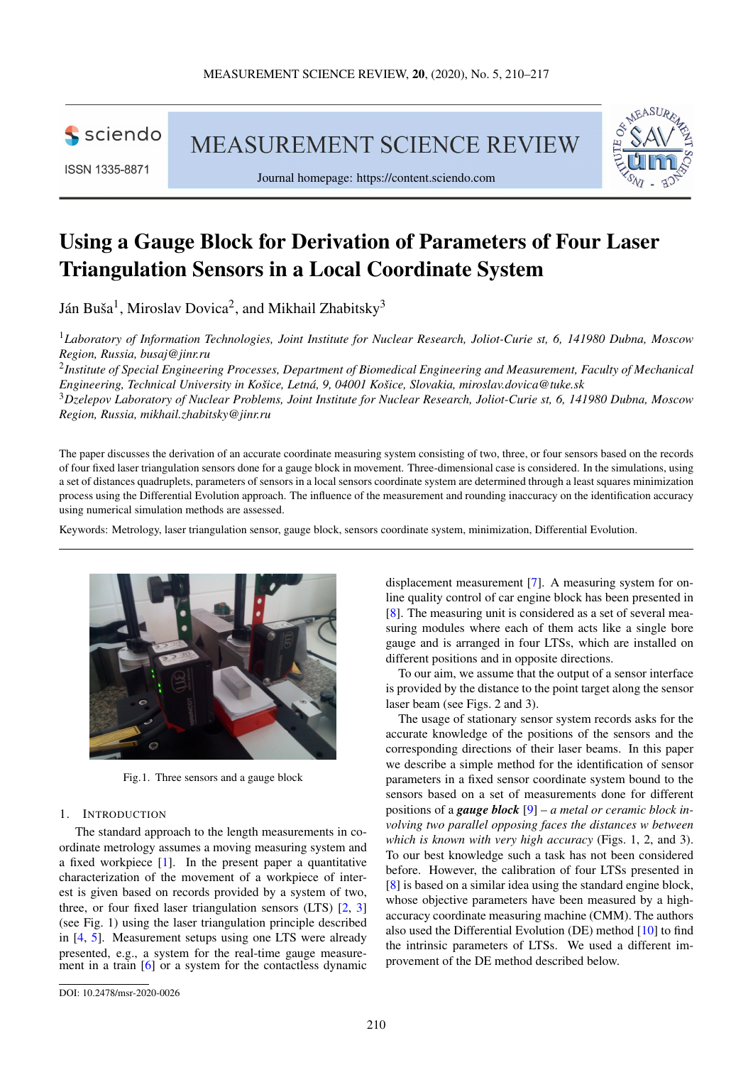# Using a Gauge Block for Derivation of Parameters of Four Laser Triangulation Sensors in a Local Coordinate System

Ján Buša[1], Miroslav Dovica[2], and Mikhail Zhabitsky[3]

[1]*Laboratory of Information Technologies, Joint Institute for Nuclear Research, Joliot-Curie st, 6, 141980 Dubna, Moscow Region, Russia, busaj@jinr.ru*
[2]*Institute of Special Engineering Processes, Department of Biomedical Engineering and Measurement, Faculty of Mechanical Engineering, Technical University in Košice, Letná, 9, 04001 Košice, Slovakia, miroslav.dovica@tuke.sk*
[3]*Dzelepov Laboratory of Nuclear Problems, Joint Institute for Nuclear Research, Joliot-Curie st, 6, 141980 Dubna, Moscow Region, Russia, mikhail.zhabitsky@jinr.ru*

The paper discusses the derivation of an accurate coordinate measuring system consisting of two, three, or four sensors based on the records of four fixed laser triangulation sensors done for a gauge block in movement. Three-dimensional case is considered. In the simulations, using a set of distances quadruplets, parameters of sensors in a local sensors coordinate system are determined through a least squares minimization process using the Differential Evolution approach. The influence of the measurement and rounding inaccuracy on the identification accuracy using numerical simulation methods are assessed.

Keywords: Metrology, laser triangulation sensor, gauge block, sensors coordinate system, minimization, Differential Evolution.

Fig. 1. Three sensors and a gauge block

## 1. Introduction

The standard approach to the length measurements in coordinate metrology assumes a moving measuring system and a fixed workpiece [1]. In the present paper a quantitative characterization of the movement of a workpiece of interest is given based on records provided by a system of two, three, or four fixed laser triangulation sensors (LTS) [2, 3] (see Fig. 1) using the laser triangulation principle described in [4, 5]. Measurement setups using one LTS were already presented, e.g., a system for the real-time gauge measurement in a train [6] or a system for the contactless dynamic displacement measurement [7]. A measuring system for on-line quality control of car engine block has been presented in [8]. The measuring unit is considered as a set of several measuring modules where each of them acts like a single bore gauge and is arranged in four LTSs, which are installed on different positions and in opposite directions.

To our aim, we assume that the output of a sensor interface is provided by the distance to the point target along the sensor laser beam (see Figs. 2 and 3).

The usage of stationary sensor system records asks for the accurate knowledge of the positions of the sensors and the corresponding directions of their laser beams. In this paper we describe a simple method for the identification of sensor parameters in a fixed sensor coordinate system bound to the sensors based on a set of measurements done for different positions of a ***gauge block*** [9] – *a metal or ceramic block involving two parallel opposing faces the distances w between which is known with very high accuracy* (Figs. 1, 2, and 3). To our best knowledge such a task has not been considered before. However, the calibration of four LTSs presented in [8] is based on a similar idea using the standard engine block, whose objective parameters have been measured by a high-accuracy coordinate measuring machine (CMM). The authors also used the Differential Evolution (DE) method [10] to find the intrinsic parameters of LTSs. We used a different improvement of the DE method described below.

DOI: 10.2478/msr-2020-0026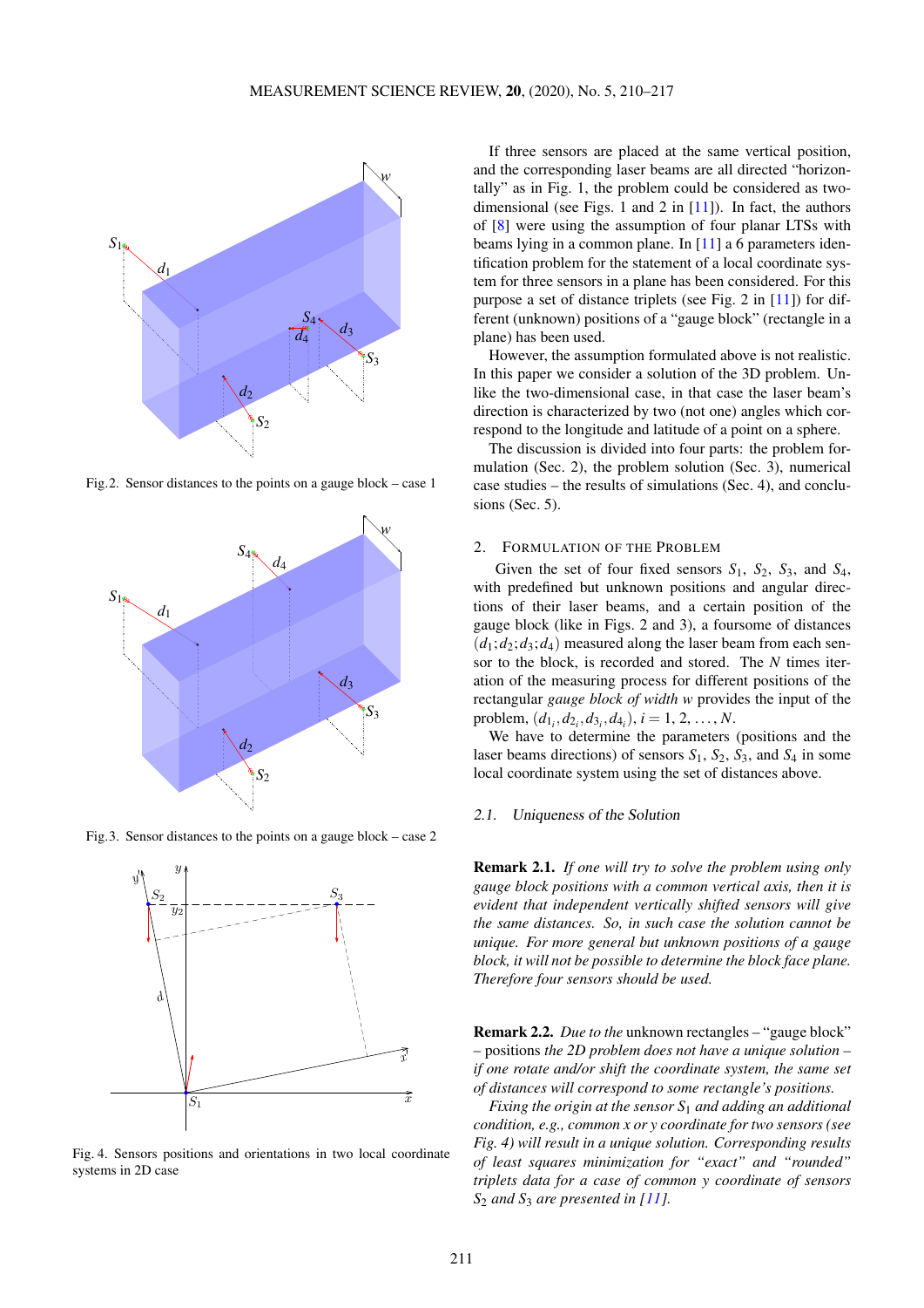Fig.2. Sensor distances to the points on a gauge block – case 1

Fig.3. Sensor distances to the points on a gauge block – case 2

Fig. 4. Sensors positions and orientations in two local coordinate systems in 2D case

If three sensors are placed at the same vertical position, and the corresponding laser beams are all directed "horizontally" as in Fig. 1, the problem could be considered as two-dimensional (see Figs. 1 and 2 in [11]). In fact, the authors of [8] were using the assumption of four planar LTSs with beams lying in a common plane. In [11] a 6 parameters identification problem for the statement of a local coordinate system for three sensors in a plane has been considered. For this purpose a set of distance triplets (see Fig. 2 in [11]) for different (unknown) positions of a "gauge block" (rectangle in a plane) has been used.

However, the assumption formulated above is not realistic. In this paper we consider a solution of the 3D problem. Unlike the two-dimensional case, in that case the laser beam's direction is characterized by two (not one) angles which correspond to the longitude and latitude of a point on a sphere.

The discussion is divided into four parts: the problem formulation (Sec. 2), the problem solution (Sec. 3), numerical case studies – the results of simulations (Sec. 4), and conclusions (Sec. 5).

## 2. Formulation of the Problem

Given the set of four fixed sensors $S_1$, $S_2$, $S_3$, and $S_4$, with predefined but unknown positions and angular directions of their laser beams, and a certain position of the gauge block (like in Figs. 2 and 3), a foursome of distances $(d_1;d_2;d_3;d_4)$ measured along the laser beam from each sensor to the block, is recorded and stored. The $N$ times iteration of the measuring process for different positions of the rectangular *gauge block of width w* provides the input of the problem, $(d_{1_i},d_{2_i},d_{3_i},d_{4_i})$, $i = 1, 2, \ldots, N$.

We have to determine the parameters (positions and the laser beams directions) of sensors $S_1$, $S_2$, $S_3$, and $S_4$ in some local coordinate system using the set of distances above.

### 2.1. Uniqueness of the Solution

**Remark 2.1.** *If one will try to solve the problem using only gauge block positions with a common vertical axis, then it is evident that independent vertically shifted sensors will give the same distances. So, in such case the solution cannot be unique. For more general but unknown positions of a gauge block, it will not be possible to determine the block face plane. Therefore four sensors should be used.*

**Remark 2.2.** *Due to the* unknown rectangles – "gauge block" – positions *the 2D problem does not have a unique solution – if one rotate and/or shift the coordinate system, the same set of distances will correspond to some rectangle's positions.*

*Fixing the origin at the sensor $S_1$ and adding an additional condition, e.g., common x or y coordinate for two sensors (see Fig. 4) will result in a unique solution. Corresponding results of least squares minimization for "exact" and "rounded" triplets data for a case of common y coordinate of sensors $S_2$ and $S_3$ are presented in [11].*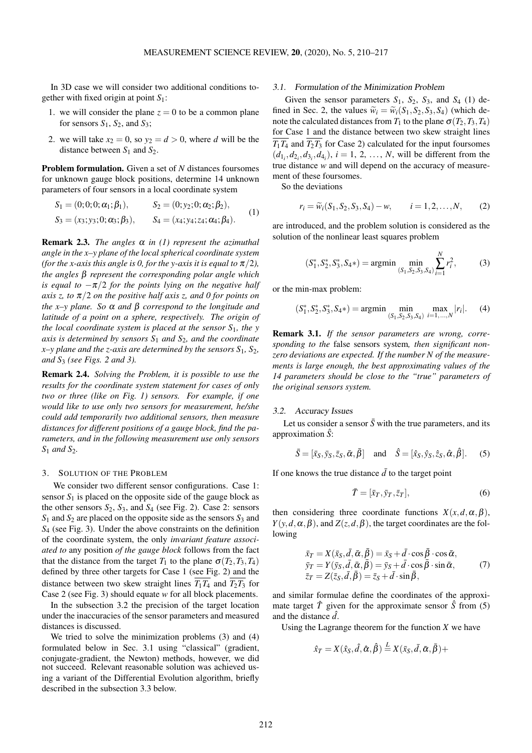In 3D case we will consider two additional conditions together with fixed origin at point $S_1$:

1. we will consider the plane $z = 0$ to be a common plane for sensors $S_1$, $S_2$, and $S_3$;
2. we will take $x_2 = 0$, so $y_2 = d > 0$, where $d$ will be the distance between $S_1$ and $S_2$.

**Problem formulation.** Given a set of $N$ distances foursomes for unknown gauge block positions, determine 14 unknown parameters of four sensors in a local coordinate system

$$
\begin{aligned}
S_1 &= (0;0;0;\alpha_1;\beta_1), & S_2 &= (0;y_2;0;\alpha_2;\beta_2),\\
S_3 &= (x_3;y_3;0;\alpha_3;\beta_3), & S_4 &= (x_4;y_4;z_4;\alpha_4;\beta_4).
\end{aligned}
\tag{1}
$$

**Remark 2.3.** *The angles $\alpha$ in (1) represent the azimuthal angle in the x–y plane of the local spherical coordinate system (for the x-axis this angle is 0, for the y-axis it is equal to $\pi/2$), the angles $\beta$ represent the corresponding polar angle which is equal to $-\pi/2$ for the points lying on the negative half axis z, to $\pi/2$ on the positive half axis z, and 0 for points on the x–y plane. So $\alpha$ and $\beta$ correspond to the longitude and latitude of a point on a sphere, respectively. The origin of the local coordinate system is placed at the sensor $S_1$, the y axis is determined by sensors $S_1$ and $S_2$, and the coordinate x–y plane and the z-axis are determined by the sensors $S_1$, $S_2$, and $S_3$ (see Figs. 2 and 3).*

**Remark 2.4.** *Solving the Problem, it is possible to use the results for the coordinate system statement for cases of only two or three (like on Fig. 1) sensors. For example, if one would like to use only two sensors for measurement, he/she could add temporarily two additional sensors, then measure distances for different positions of a gauge block, find the parameters, and in the following measurement use only sensors $S_1$ and $S_2$.*

## 3. Solution of the Problem

We consider two different sensor configurations. Case 1: sensor $S_1$ is placed on the opposite side of the gauge block as the other sensors $S_2$, $S_3$, and $S_4$ (see Fig. 2). Case 2: sensors $S_1$ and $S_2$ are placed on the opposite side as the sensors $S_3$ and $S_4$ (see Fig. 3). Under the above constraints on the definition of the coordinate system, the only *invariant feature associated to* any position *of the gauge block* follows from the fact that the distance from the target $T_1$ to the plane $\sigma(T_2,T_3,T_4)$ defined by three other targets for Case 1 (see Fig. 2) and the distance between two skew straight lines $\overline{T_1T_4}$ and $\overline{T_2T_3}$ for Case 2 (see Fig. 3) should equate $w$ for all block placements.

In the subsection 3.2 the precision of the target location under the inaccuracies of the sensor parameters and measured distances is discussed.

We tried to solve the minimization problems (3) and (4) formulated below in Sec. 3.1 using "classical" (gradient, conjugate-gradient, the Newton) methods, however, we did not succeed. Relevant reasonable solution was achieved using a variant of the Differential Evolution algorithm, briefly described in the subsection 3.3 below.

### 3.1. Formulation of the Minimization Problem

Given the sensor parameters $S_1$, $S_2$, $S_3$, and $S_4$ (1) defined in Sec. 2, the values $\widetilde{w}_i = \widetilde{w}_i(S_1,S_2,S_3,S_4)$ (which denote the calculated distances from $T_1$ to the plane $\sigma(T_2,T_3,T_4)$ for Case 1 and the distance between two skew straight lines $\overline{T_1T_4}$ and $\overline{T_2T_3}$ for Case 2) calculated for the input foursomes $(d_{1_i},d_{2_i},d_{3_i},d_{4_i})$, $i = 1, 2, \ldots, N$, will be different from the true distance $w$ and will depend on the accuracy of measurement of these foursomes.

So the deviations

$$
r_i = \widetilde{w}_i(S_1,S_2,S_3,S_4) - w, \qquad i = 1,2,\ldots,N, \tag{2}
$$

are introduced, and the problem solution is considered as the solution of the nonlinear least squares problem

$$
(S_1^*,S_2^*,S_3^*,S_4*) = \operatorname{argmin} \min_{(S_1,S_2,S_3,S_4)} \sum_{i=1}^{N} r_i^2, \tag{3}
$$

or the min-max problem:

$$
(S_1^*,S_2^*,S_3^*,S_4*) = \operatorname{argmin} \min_{(S_1,S_2,S_3,S_4)} \max_{i=1,\ldots,N} |r_i|. \tag{4}
$$

**Remark 3.1.** *If the sensor parameters are wrong, corresponding to the* false sensors system*, then significant nonzero deviations are expected. If the number N of the measurements is large enough, the best approximating values of the 14 parameters should be close to the "true" parameters of the original sensors system.*

### 3.2. Accuracy Issues

Let us consider a sensor $\bar{S}$ with the true parameters, and its approximation $\hat{S}$:

$$
\bar{S} = [\bar{x}_S,\bar{y}_S,\bar{z}_S,\bar{\alpha},\bar{\beta}] \quad \text{and} \quad \hat{S} = [\hat{x}_S,\hat{y}_S,\hat{z}_S,\hat{\alpha},\hat{\beta}]. \tag{5}
$$

If one knows the true distance $\bar{d}$ to the target point

$$
\bar{T} = [\bar{x}_T,\bar{y}_T,\bar{z}_T], \tag{6}
$$

then considering three coordinate functions $X(x,d,\alpha,\beta)$, $Y(y,d,\alpha,\beta)$, and $Z(z,d,\beta)$, the target coordinates are the following

$$
\begin{aligned}
\bar{x}_T &= X(\bar{x}_S,\bar{d},\bar{\alpha},\bar{\beta}) = \bar{x}_S + \bar{d}\cdot\cos\bar{\beta}\cdot\cos\bar{\alpha},\\
\bar{y}_T &= Y(\bar{y}_S,\bar{d},\bar{\alpha},\bar{\beta}) = \bar{y}_S + \bar{d}\cdot\cos\bar{\beta}\cdot\sin\bar{\alpha},\\
\bar{z}_T &= Z(\bar{z}_S,\bar{d},\bar{\beta}) = \bar{z}_S + \bar{d}\cdot\sin\bar{\beta},
\end{aligned}
\tag{7}
$$

and similar formulae define the coordinates of the approximate target $\hat{T}$ given for the approximate sensor $\hat{S}$ from (5) and the distance $\hat{d}$.

Using the Lagrange theorem for the function $X$ we have

$$
\hat{x}_T = X(\hat{x}_S,\hat{d},\hat{\alpha},\hat{\beta}) \stackrel{L}{=} X(\bar{x}_S,\bar{d},\bar{\alpha},\bar{\beta}) +
$$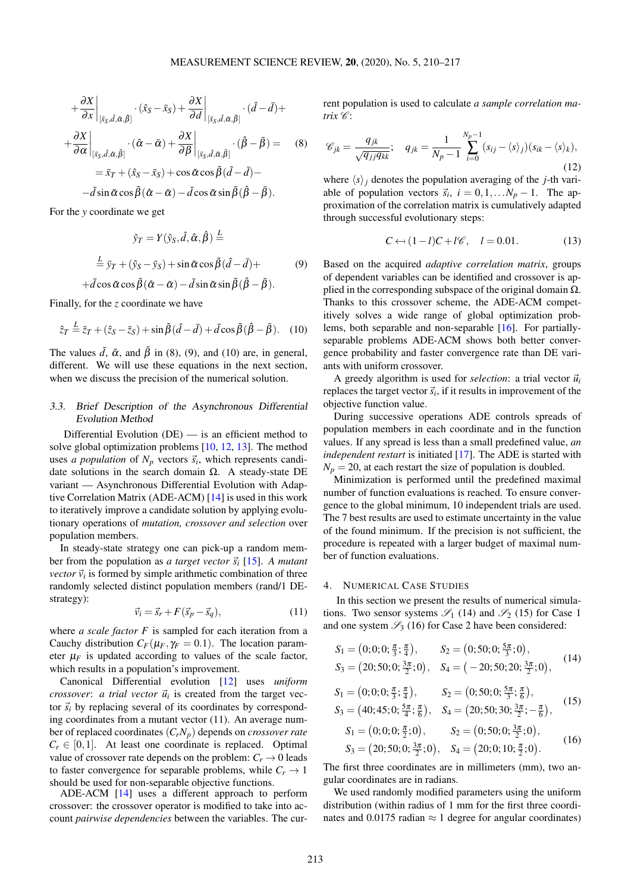$$+\frac{\partial X}{\partial x}\bigg|_{[\tilde{x}_S,\tilde{d},\tilde{\alpha},\tilde{\beta}]}\cdot(\hat{x}_S-\bar{x}_S)+\frac{\partial X}{\partial d}\bigg|_{[\tilde{x}_S,\tilde{d},\tilde{\alpha},\tilde{\beta}]}\cdot(\hat{d}-\bar{d})+$$
$$+\frac{\partial X}{\partial \alpha}\bigg|_{[\tilde{x}_S,\tilde{d},\tilde{\alpha},\tilde{\beta}]}\cdot(\hat{\alpha}-\bar{\alpha})+\frac{\partial X}{\partial \beta}\bigg|_{[\tilde{x}_S,\tilde{d},\tilde{\alpha},\tilde{\beta}]}\cdot(\hat{\beta}-\bar{\beta})= \quad (8)$$
$$=\bar{x}_T+(\hat{x}_S-\bar{x}_S)+\cos\tilde{\alpha}\cos\tilde{\beta}(\hat{d}-\bar{d})-$$
$$-\tilde{d}\sin\tilde{\alpha}\cos\tilde{\beta}(\hat{\alpha}-\bar{\alpha})-\tilde{d}\cos\tilde{\alpha}\sin\tilde{\beta}(\hat{\beta}-\bar{\beta}).$$

For the $y$ coordinate we get

$$\hat{y}_T=Y(\hat{y}_S,\hat{d},\hat{\alpha},\hat{\beta})\overset{L}{=}$$
$$\overset{L}{=}\bar{y}_T+(\hat{y}_S-\bar{y}_S)+\sin\tilde{\alpha}\cos\tilde{\beta}(\hat{d}-\bar{d})+ \quad (9)$$
$$+\tilde{d}\cos\tilde{\alpha}\cos\tilde{\beta}(\hat{\alpha}-\bar{\alpha})-\tilde{d}\sin\tilde{\alpha}\sin\tilde{\beta}(\hat{\beta}-\bar{\beta}).$$

Finally, for the $z$ coordinate we have

$$\hat{z}_T\overset{L}{=}\bar{z}_T+(\hat{z}_S-\bar{z}_S)+\sin\tilde{\beta}(\hat{d}-\bar{d})+\tilde{d}\cos\tilde{\beta}(\hat{\beta}-\bar{\beta}). \quad (10)$$

The values $\tilde{d}$, $\tilde{\alpha}$, and $\tilde{\beta}$ in (8), (9), and (10) are, in general, different. We will use these equations in the next section, when we discuss the precision of the numerical solution.

### 3.3. Brief Description of the Asynchronous Differential Evolution Method

Differential Evolution (DE) — is an efficient method to solve global optimization problems [10, 12, 13]. The method uses *a population* of $N_p$ vectors $\vec{s}_i$, which represents candidate solutions in the search domain $\Omega$. A steady-state DE variant — Asynchronous Differential Evolution with Adaptive Correlation Matrix (ADE-ACM) [14] is used in this work to iteratively improve a candidate solution by applying evolutionary operations of *mutation, crossover and selection* over population members.

In steady-state strategy one can pick-up a random member from the population as *a target vector* $\vec{s}_i$ [15]. *A mutant vector* $\vec{v}_i$ is formed by simple arithmetic combination of three randomly selected distinct population members (rand/1 DE-strategy):

$$\vec{v}_i=\vec{s}_r+F(\vec{s}_p-\vec{s}_q), \quad (11)$$

where *a scale factor* $F$ is sampled for each iteration from a Cauchy distribution $C_F(\mu_F,\gamma_F=0.1)$. The location parameter $\mu_F$ is updated according to values of the scale factor, which results in a population's improvement.

Canonical Differential evolution [12] uses *uniform crossover*: *a trial vector* $\vec{u}_i$ is created from the target vector $\vec{s}_i$ by replacing several of its coordinates by corresponding coordinates from a mutant vector (11). An average number of replaced coordinates $(C_rN_p)$ depends on *crossover rate* $C_r\in[0,1]$. At least one coordinate is replaced. Optimal value of crossover rate depends on the problem: $C_r\to 0$ leads to faster convergence for separable problems, while $C_r\to 1$ should be used for non-separable objective functions.

ADE-ACM [14] uses a different approach to perform crossover: the crossover operator is modified to take into account *pairwise dependencies* between the variables. The current population is used to calculate *a sample correlation matrix* $\mathscr{C}$:

$$\mathscr{C}_{jk}=\frac{q_{jk}}{\sqrt{q_{jj}q_{kk}}};\quad q_{jk}=\frac{1}{N_p-1}\sum_{i=0}^{N_p-1}(s_{ij}-\langle s\rangle_j)(s_{ik}-\langle s\rangle_k), \quad (12)$$

where $\langle s\rangle_j$ denotes the population averaging of the $j$-th variable of population vectors $\vec{s}_i$, $i=0,1,\ldots N_p-1$. The approximation of the correlation matrix is cumulatively adapted through successful evolutionary steps:

$$C\hookleftarrow(1-l)C+l\mathscr{C},\quad l=0.01. \quad (13)$$

Based on the acquired *adaptive correlation matrix*, groups of dependent variables can be identified and crossover is applied in the corresponding subspace of the original domain $\Omega$. Thanks to this crossover scheme, the ADE-ACM competitively solves a wide range of global optimization problems, both separable and non-separable [16]. For partially-separable problems ADE-ACM shows both better convergence probability and faster convergence rate than DE variants with uniform crossover.

A greedy algorithm is used for *selection*: a trial vector $\vec{u}_i$ replaces the target vector $\vec{s}_i$, if it results in improvement of the objective function value.

During successive operations ADE controls spreads of population members in each coordinate and in the function values. If any spread is less than a small predefined value, *an independent restart* is initiated [17]. The ADE is started with $N_p=20$, at each restart the size of population is doubled.

Minimization is performed until the predefined maximal number of function evaluations is reached. To ensure convergence to the global minimum, 10 independent trials are used. The 7 best results are used to estimate uncertainty in the value of the found minimum. If the precision is not sufficient, the procedure is repeated with a larger budget of maximal number of function evaluations.

## 4. Numerical Case Studies

In this section we present the results of numerical simulations. Two sensor systems $\mathscr{S}_1$ (14) and $\mathscr{S}_2$ (15) for Case 1 and one system $\mathscr{S}_3$ (16) for Case 2 have been considered:

$$\begin{aligned}&S_1=\left(0;0;0;\tfrac{\pi}{3};\tfrac{\pi}{4}\right), && S_2=\left(0;50;0;\tfrac{5\pi}{3};0\right),\\ &S_3=\left(20;50;0;\tfrac{3\pi}{2};0\right), && S_4=\left(-20;50;20;\tfrac{3\pi}{2};0\right),\end{aligned} \quad (14)$$

$$\begin{aligned}&S_1=\left(0;0;0;\tfrac{\pi}{3};\tfrac{\pi}{4}\right), && S_2=\left(0;50;0;\tfrac{5\pi}{3};\tfrac{\pi}{6}\right),\\ &S_3=\left(40;45;0;\tfrac{5\pi}{4};\tfrac{\pi}{6}\right), && S_4=\left(20;50;30;\tfrac{3\pi}{2};-\tfrac{\pi}{6}\right),\end{aligned} \quad (15)$$

$$\begin{aligned}&S_1=\left(0;0;0;\tfrac{\pi}{2};0\right), && S_2=\left(0;50;0;\tfrac{3\pi}{2};0\right),\\ &S_3=\left(20;50;0;\tfrac{3\pi}{2};0\right), && S_4=\left(20;0;10;\tfrac{\pi}{2};0\right).\end{aligned} \quad (16)$$

The first three coordinates are in millimeters (mm), two angular coordinates are in radians.

We used randomly modified parameters using the uniform distribution (within radius of 1 mm for the first three coordinates and 0.0175 radian $\approx$ 1 degree for angular coordinates)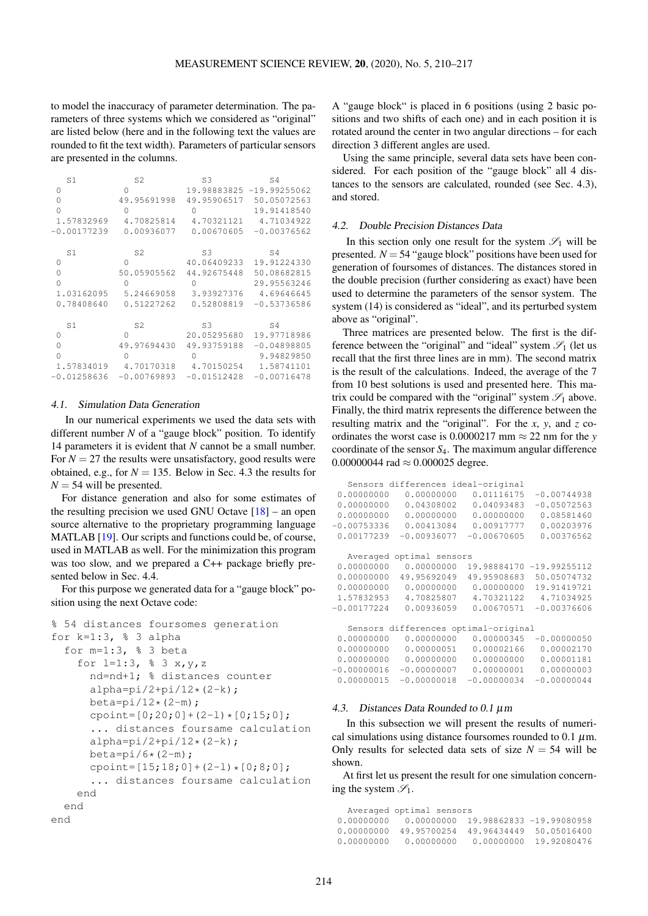to model the inaccuracy of parameter determination. The parameters of three systems which we considered as "original" are listed below (here and in the following text the values are rounded to fit the text width). Parameters of particular sensors are presented in the columns.

| S1 | S2 | S3 | S4 |
|---|---|---|---|
| 0 | 0 | 19.98883825 | -19.99255062 |
| 0 | 49.95691998 | 49.95906517 | 50.05072563 |
| 0 | 0 | 0 | 19.91418540 |
| 1.57832969 | 4.70825814 | 4.70321121 | 4.71034922 |
| -0.00177239 | 0.00936077 | 0.00670605 | -0.00376562 |

| S1 | S2 | S3 | S4 |
|---|---|---|---|
| 0 | 0 | 40.06409233 | 19.91224330 |
| 0 | 50.05905562 | 44.92675448 | 50.08682815 |
| 0 | 0 | 0 | 29.95563246 |
| 1.03162095 | 5.24669058 | 3.93927376 | 4.69646645 |
| 0.78408640 | 0.51227262 | 0.52808819 | -0.53736586 |

| S1 | S2 | S3 | S4 |
|---|---|---|---|
| 0 | 0 | 20.05295680 | 19.97718986 |
| 0 | 49.97694430 | 49.93759188 | -0.04898805 |
| 0 | 0 | 0 | 9.94829850 |
| 1.57834019 | 4.70170318 | 4.70150254 | 1.58741101 |
| -0.01258636 | -0.00769893 | -0.01512428 | -0.00716478 |

### 4.1. Simulation Data Generation

In our numerical experiments we used the data sets with different number $N$ of a "gauge block" position. To identify 14 parameters it is evident that $N$ cannot be a small number. For $N = 27$ the results were unsatisfactory, good results were obtained, e.g., for $N = 135$. Below in Sec. 4.3 the results for $N = 54$ will be presented.

For distance generation and also for some estimates of the resulting precision we used GNU Octave [18] – an open source alternative to the proprietary programming language MATLAB [19]. Our scripts and functions could be, of course, used in MATLAB as well. For the minimization this program was too slow, and we prepared a C++ package briefly presented below in Sec. 4.4.

For this purpose we generated data for a "gauge block" position using the next Octave code:

```
% 54 distances foursomes generation
for k=1:3, % 3 alpha
  for m=1:3, % 3 beta
    for l=1:3, % 3 x,y,z
      nd=nd+1; % distances counter
      alpha=pi/2+pi/12*(2-k);
      beta=pi/12*(2-m);
      cpoint=[0;20;0]+(2-l)*[0;15;0];
      ... distances foursame calculation
      alpha=pi/2+pi/12*(2-k);
      beta=pi/6*(2-m);
      cpoint=[15;18;0]+(2-l)*[0;8;0];
      ... distances foursame calculation
    end
  end
end
```

A "gauge block" is placed in 6 positions (using 2 basic positions and two shifts of each one) and in each position it is rotated around the center in two angular directions – for each direction 3 different angles are used.

Using the same principle, several data sets have been considered. For each position of the "gauge block" all 4 distances to the sensors are calculated, rounded (see Sec. 4.3), and stored.

### 4.2. Double Precision Distances Data

In this section only one result for the system $\mathscr{S}_1$ will be presented. $N = 54$ "gauge block" positions have been used for generation of foursomes of distances. The distances stored in the double precision (further considering as exact) have been used to determine the parameters of the sensor system. The system (14) is considered as "ideal", and its perturbed system above as "original".

Three matrices are presented below. The first is the difference between the "original" and "ideal" system $\mathscr{S}_1$ (let us recall that the first three lines are in mm). The second matrix is the result of the calculations. Indeed, the average of the 7 from 10 best solutions is used and presented here. This matrix could be compared with the "original" system $\mathscr{S}_1$ above. Finally, the third matrix represents the difference between the resulting matrix and the "original". For the $x$, $y$, and $z$ coordinates the worst case is 0.0000217 mm $\approx$ 22 nm for the $y$ coordinate of the sensor $S_4$. The maximum angular difference 0.00000044 rad $\approx$ 0.000025 degree.

Sensors differences ideal-original

| | | | |
|---|---|---|---|
| 0.00000000 | 0.00000000 | 0.01116175 | -0.00744938 |
| 0.00000000 | 0.04308002 | 0.04093483 | -0.05072563 |
| 0.00000000 | 0.00000000 | 0.00000000 | 0.08581460 |
| -0.00753336 | 0.00413084 | 0.00917777 | 0.00203976 |
| 0.00177239 | -0.00936077 | -0.00670605 | 0.00376562 |

Averaged optimal sensors

| | | | |
|---|---|---|---|
| 0.00000000 | 0.00000000 | 19.98884170 | -19.99255112 |
| 0.00000000 | 49.95692049 | 49.95908683 | 50.05074732 |
| 0.00000000 | 0.00000000 | 0.00000000 | 19.91419721 |
| 1.57832953 | 4.70825807 | 4.70321122 | 4.71034925 |
| -0.00177224 | 0.00936059 | 0.00670571 | -0.00376606 |

Sensors differences optimal-original

| | | | |
|---|---|---|---|
| 0.00000000 | 0.00000000 | 0.00000345 | -0.00000050 |
| 0.00000000 | 0.00000051 | 0.00002166 | 0.00002170 |
| 0.00000000 | 0.00000000 | 0.00000000 | 0.00001181 |
| -0.00000016 | -0.00000007 | 0.00000001 | 0.00000003 |
| 0.00000015 | -0.00000018 | -0.00000034 | -0.00000044 |

### 4.3. Distances Data Rounded to 0.1 $\mu$m

In this subsection we will present the results of numerical simulations using distance foursomes rounded to 0.1 $\mu$m. Only results for selected data sets of size $N = 54$ will be shown.

At first let us present the result for one simulation concerning the system $\mathscr{S}_1$.

Averaged optimal sensors

| | | | |
|---|---|---|---|
| 0.00000000 | 0.00000000 | 19.98862833 | -19.99080958 |
| 0.00000000 | 49.95700254 | 49.96434449 | 50.05016400 |
| 0.00000000 | 0.00000000 | 0.00000000 | 19.92080476 |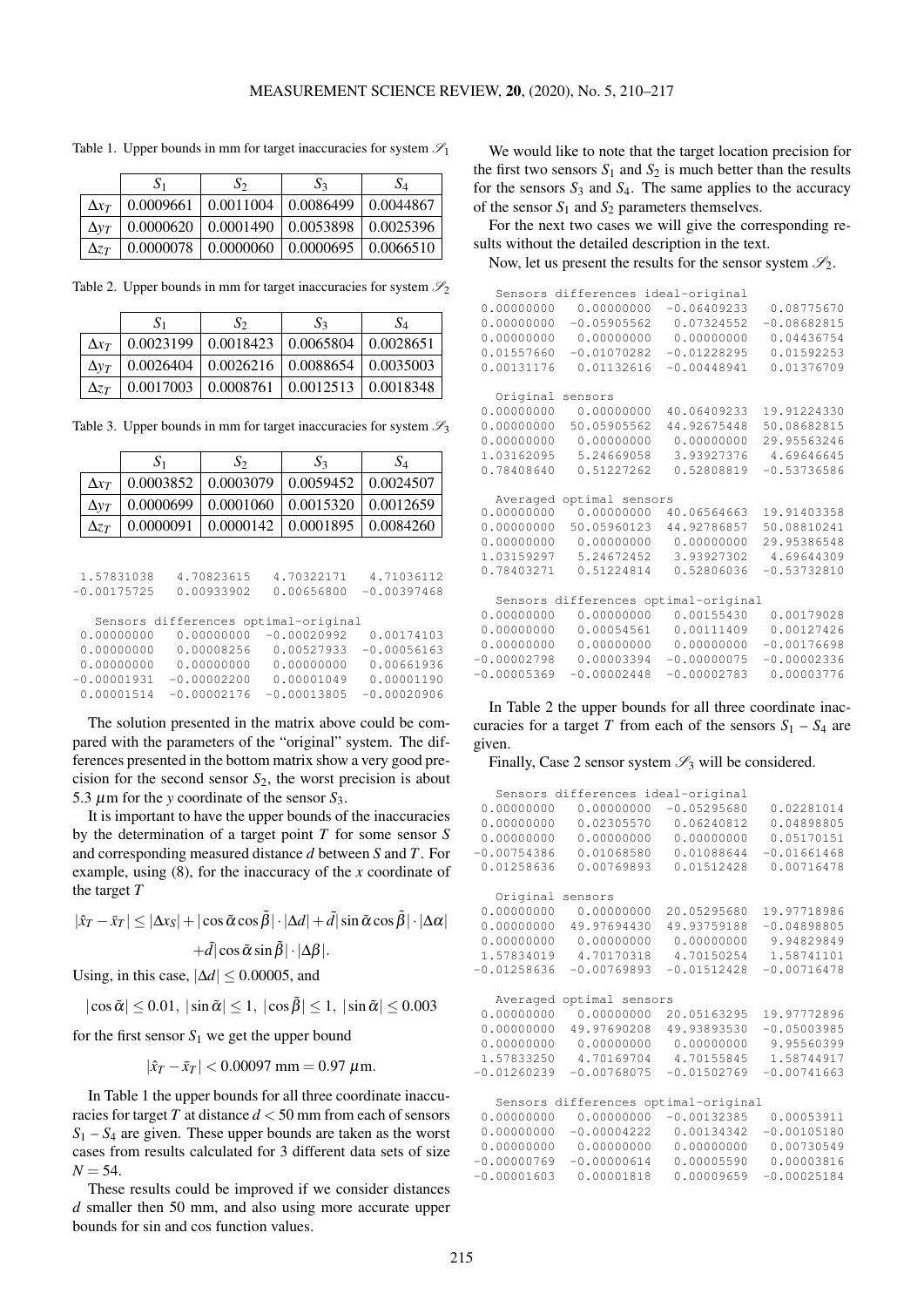Table 1. Upper bounds in mm for target inaccuracies for system $\mathscr{S}_1$

| | $S_1$ | $S_2$ | $S_3$ | $S_4$ |
|---|---|---|---|---|
| $\Delta x_T$ | 0.0009661 | 0.0011004 | 0.0086499 | 0.0044867 |
| $\Delta y_T$ | 0.0000620 | 0.0001490 | 0.0053898 | 0.0025396 |
| $\Delta z_T$ | 0.0000078 | 0.0000060 | 0.0000695 | 0.0066510 |

Table 2. Upper bounds in mm for target inaccuracies for system $\mathscr{S}_2$

| | $S_1$ | $S_2$ | $S_3$ | $S_4$ |
|---|---|---|---|---|
| $\Delta x_T$ | 0.0023199 | 0.0018423 | 0.0065804 | 0.0028651 |
| $\Delta y_T$ | 0.0026404 | 0.0026216 | 0.0088654 | 0.0035003 |
| $\Delta z_T$ | 0.0017003 | 0.0008761 | 0.0012513 | 0.0018348 |

Table 3. Upper bounds in mm for target inaccuracies for system $\mathscr{S}_3$

| | $S_1$ | $S_2$ | $S_3$ | $S_4$ |
|---|---|---|---|---|
| $\Delta x_T$ | 0.0003852 | 0.0003079 | 0.0059452 | 0.0024507 |
| $\Delta y_T$ | 0.0000699 | 0.0001060 | 0.0015320 | 0.0012659 |
| $\Delta z_T$ | 0.0000091 | 0.0000142 | 0.0001895 | 0.0084260 |

```
 1.57831038    4.70823615    4.70322171    4.71036112
-0.00175725    0.00933902    0.00656800   -0.00397468

   Sensors differences optimal-original
 0.00000000    0.00000000   -0.00020992    0.00174103
 0.00000000    0.00008256    0.00527933   -0.00056163
 0.00000000    0.00000000    0.00000000    0.00661936
-0.00001931   -0.00002200    0.00001049    0.00001190
 0.00001514   -0.00002176   -0.00013805   -0.00020906
```

The solution presented in the matrix above could be compared with the parameters of the "original" system. The differences presented in the bottom matrix show a very good precision for the second sensor $S_2$, the worst precision is about 5.3 $\mu$m for the $y$ coordinate of the sensor $S_3$.

It is important to have the upper bounds of the inaccuracies by the determination of a target point $T$ for some sensor $S$ and corresponding measured distance $d$ between $S$ and $T$. For example, using (8), for the inaccuracy of the $x$ coordinate of the target $T$

$$|\hat{x}_T - \bar{x}_T| \leq |\Delta x_S| + |\cos\tilde{\alpha}\cos\tilde{\beta}| \cdot |\Delta d| + \tilde{d}|\sin\tilde{\alpha}\cos\tilde{\beta}| \cdot |\Delta\alpha| + \tilde{d}|\cos\tilde{\alpha}\sin\tilde{\beta}| \cdot |\Delta\beta|.$$

Using, in this case, $|\Delta d| \leq 0.00005$, and

$$|\cos\tilde{\alpha}| \leq 0.01,\ |\sin\tilde{\alpha}| \leq 1,\ |\cos\tilde{\beta}| \leq 1,\ |\sin\tilde{\alpha}| \leq 0.003$$

for the first sensor $S_1$ we get the upper bound

$$|\hat{x}_T - \bar{x}_T| < 0.00097 \text{ mm} = 0.97\ \mu\text{m}.$$

In Table 1 the upper bounds for all three coordinate inaccuracies for target $T$ at distance $d < 50$ mm from each of sensors $S_1$ – $S_4$ are given. These upper bounds are taken as the worst cases from results calculated for 3 different data sets of size $N = 54$.

These results could be improved if we consider distances $d$ smaller then 50 mm, and also using more accurate upper bounds for sin and cos function values.

We would like to note that the target location precision for the first two sensors $S_1$ and $S_2$ is much better than the results for the sensors $S_3$ and $S_4$. The same applies to the accuracy of the sensor $S_1$ and $S_2$ parameters themselves.

For the next two cases we will give the corresponding results without the detailed description in the text.

Now, let us present the results for the sensor system $\mathscr{S}_2$.

```
   Sensors differences ideal-original
 0.00000000    0.00000000   -0.06409233    0.08775670
 0.00000000   -0.05905562    0.07324552   -0.08682815
 0.00000000    0.00000000    0.00000000    0.04436754
 0.01557660   -0.01070282   -0.01228295    0.01592253
 0.00131176    0.01132616   -0.00448941    0.01376709

   Original sensors
 0.00000000    0.00000000   40.06409233   19.91224330
 0.00000000   50.05905562   44.92675448   50.08682815
 0.00000000    0.00000000    0.00000000   29.95563246
 1.03162095    5.24669058    3.93927376    4.69646645
 0.78408640    0.51227262    0.52808819   -0.53736586

   Averaged optimal sensors
 0.00000000    0.00000000   40.06564663   19.91403358
 0.00000000   50.05960123   44.92786857   50.08810241
 0.00000000    0.00000000    0.00000000   29.95386548
 1.03159297    5.24672452    3.93927302    4.69644309
 0.78403271    0.51224814    0.52806036   -0.53732810

   Sensors differences optimal-original
 0.00000000    0.00000000    0.00155430    0.00179028
 0.00000000    0.00054561    0.00111409    0.00127426
 0.00000000    0.00000000    0.00000000   -0.00176698
-0.00002798    0.00003394   -0.00000075   -0.00002336
-0.00005369   -0.00002448   -0.00002783    0.00003776
```

In Table 2 the upper bounds for all three coordinate inaccuracies for a target $T$ from each of the sensors $S_1$ – $S_4$ are given.

Finally, Case 2 sensor system $\mathscr{S}_3$ will be considered.

```
   Sensors differences ideal-original
 0.00000000    0.00000000   -0.05295680    0.02281014
 0.00000000    0.02305570    0.06240812    0.04898805
 0.00000000    0.00000000    0.00000000    0.05170151
-0.00754386    0.01068580    0.01088644   -0.01661468
 0.01258636    0.00769893    0.01512428    0.00716478

   Original sensors
 0.00000000    0.00000000   20.05295680   19.97718986
 0.00000000   49.97694430   49.93759188   -0.04898805
 0.00000000    0.00000000    0.00000000    9.94829849
 1.57834019    4.70170318    4.70150254    1.58741101
-0.01258636   -0.00769893   -0.01512428   -0.00716478

   Averaged optimal sensors
 0.00000000    0.00000000   20.05163295   19.97772896
 0.00000000   49.97690208   49.93893530   -0.05003985
 0.00000000    0.00000000    0.00000000    9.95560399
 1.57833250    4.70169704    4.70155845    1.58744917
-0.01260239   -0.00768075   -0.01502769   -0.00741663

   Sensors differences optimal-original
 0.00000000    0.00000000   -0.00132385    0.00053911
 0.00000000   -0.00004222    0.00134342   -0.00105180
 0.00000000    0.00000000    0.00000000    0.00730549
-0.00000769   -0.00000614    0.00005590    0.00003816
-0.00001603    0.00001818    0.00009659   -0.00025184
```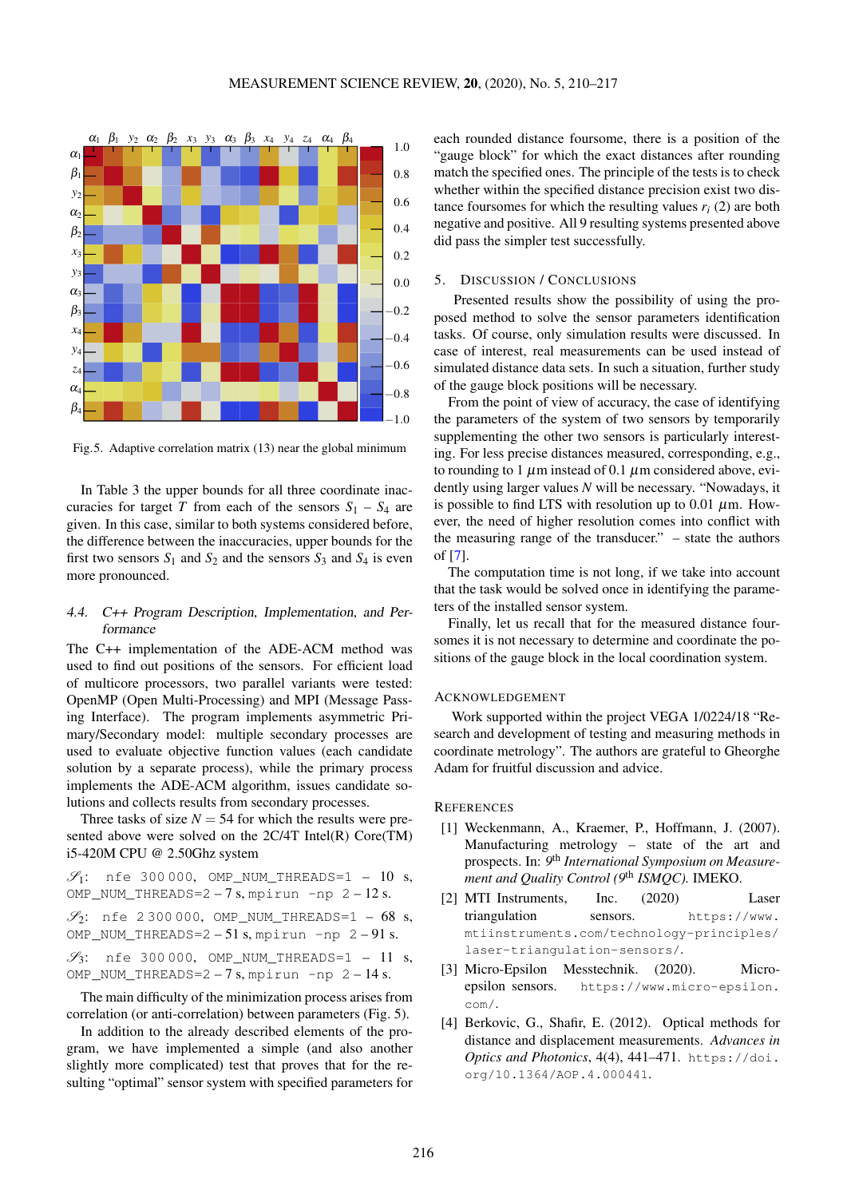Fig.5. Adaptive correlation matrix (13) near the global minimum

In Table 3 the upper bounds for all three coordinate inaccuracies for target $T$ from each of the sensors $S_1 - S_4$ are given. In this case, similar to both systems considered before, the difference between the inaccuracies, upper bounds for the first two sensors $S_1$ and $S_2$ and the sensors $S_3$ and $S_4$ is even more pronounced.

### 4.4. C++ Program Description, Implementation, and Performance

The C++ implementation of the ADE-ACM method was used to find out positions of the sensors. For efficient load of multicore processors, two parallel variants were tested: OpenMP (Open Multi-Processing) and MPI (Message Passing Interface). The program implements asymmetric Primary/Secondary model: multiple secondary processes are used to evaluate objective function values (each candidate solution by a separate process), while the primary process implements the ADE-ACM algorithm, issues candidate solutions and collects results from secondary processes.

Three tasks of size $N = 54$ for which the results were presented above were solved on the 2C/4T Intel(R) Core(TM) i5-420M CPU @ 2.50Ghz system

$\mathscr{S}_1$: `nfe 300 000`, `OMP_NUM_THREADS=1` – 10 s, `OMP_NUM_THREADS=2` – 7 s, `mpirun -np 2` – 12 s.

$\mathscr{S}_2$: `nfe 2 300 000`, `OMP_NUM_THREADS=1` – 68 s, `OMP_NUM_THREADS=2` – 51 s, `mpirun -np 2` – 91 s.

$\mathscr{S}_3$: `nfe 300 000`, `OMP_NUM_THREADS=1` – 11 s, `OMP_NUM_THREADS=2` – 7 s, `mpirun -np 2` – 14 s.

The main difficulty of the minimization process arises from correlation (or anti-correlation) between parameters (Fig. 5).

In addition to the already described elements of the program, we have implemented a simple (and also another slightly more complicated) test that proves that for the resulting "optimal" sensor system with specified parameters for each rounded distance foursome, there is a position of the "gauge block" for which the exact distances after rounding match the specified ones. The principle of the tests is to check whether within the specified distance precision exist two distance foursomes for which the resulting values $r_i$ (2) are both negative and positive. All 9 resulting systems presented above did pass the simpler test successfully.

## 5. Discussion / Conclusions

Presented results show the possibility of using the proposed method to solve the sensor parameters identification tasks. Of course, only simulation results were discussed. In case of interest, real measurements can be used instead of simulated distance data sets. In such a situation, further study of the gauge block positions will be necessary.

From the point of view of accuracy, the case of identifying the parameters of the system of two sensors by temporarily supplementing the other two sensors is particularly interesting. For less precise distances measured, corresponding, e.g., to rounding to 1 $\mu$m instead of 0.1 $\mu$m considered above, evidently using larger values $N$ will be necessary. "Nowadays, it is possible to find LTS with resolution up to 0.01 $\mu$m. However, the need of higher resolution comes into conflict with the measuring range of the transducer." – state the authors of [7].

The computation time is not long, if we take into account that the task would be solved once in identifying the parameters of the installed sensor system.

Finally, let us recall that for the measured distance foursomes it is not necessary to determine and coordinate the positions of the gauge block in the local coordination system.

## Acknowledgement

Work supported within the project VEGA 1/0224/18 "Research and development of testing and measuring methods in coordinate metrology". The authors are grateful to Gheorghe Adam for fruitful discussion and advice.

## References

[1] Weckenmann, A., Kraemer, P., Hoffmann, J. (2007). Manufacturing metrology – state of the art and prospects. In: *9th International Symposium on Measurement and Quality Control (9th ISMQC)*. IMEKO.

[2] MTI Instruments, Inc. (2020) Laser triangulation sensors. https://www.mtiinstruments.com/technology-principles/laser-triangulation-sensors/.

[3] Micro-Epsilon Messtechnik. (2020). Micro-epsilon sensors. https://www.micro-epsilon.com/.

[4] Berkovic, G., Shafir, E. (2012). Optical methods for distance and displacement measurements. *Advances in Optics and Photonics*, 4(4), 441–471. https://doi.org/10.1364/AOP.4.000441.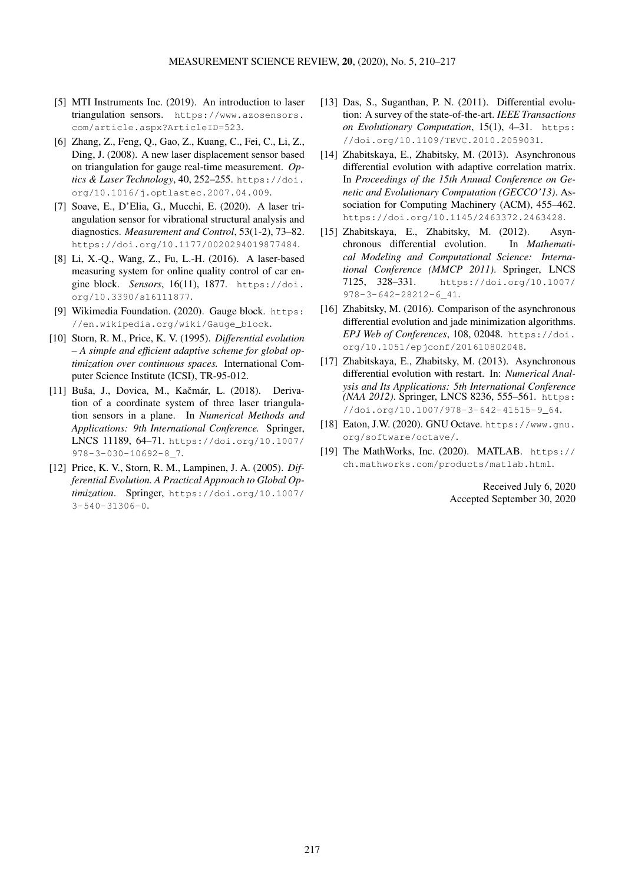[5] MTI Instruments Inc. (2019). An introduction to laser triangulation sensors. https://www.azosensors.com/article.aspx?ArticleID=523.

[6] Zhang, Z., Feng, Q., Gao, Z., Kuang, C., Fei, C., Li, Z., Ding, J. (2008). A new laser displacement sensor based on triangulation for gauge real-time measurement. *Optics & Laser Technology*, 40, 252–255. https://doi.org/10.1016/j.optlastec.2007.04.009.

[7] Soave, E., D'Elia, G., Mucchi, E. (2020). A laser triangulation sensor for vibrational structural analysis and diagnostics. *Measurement and Control*, 53(1-2), 73–82. https://doi.org/10.1177/0020294019877484.

[8] Li, X.-Q., Wang, Z., Fu, L.-H. (2016). A laser-based measuring system for online quality control of car engine block. *Sensors*, 16(11), 1877. https://doi.org/10.3390/s16111877.

[9] Wikimedia Foundation. (2020). Gauge block. https://en.wikipedia.org/wiki/Gauge_block.

[10] Storn, R. M., Price, K. V. (1995). *Differential evolution – A simple and efficient adaptive scheme for global optimization over continuous spaces.* International Computer Science Institute (ICSI), TR-95-012.

[11] Buša, J., Dovica, M., Kačmár, L. (2018). Derivation of a coordinate system of three laser triangulation sensors in a plane. In *Numerical Methods and Applications: 9th International Conference.* Springer, LNCS 11189, 64–71. https://doi.org/10.1007/978-3-030-10692-8_7.

[12] Price, K. V., Storn, R. M., Lampinen, J. A. (2005). *Differential Evolution. A Practical Approach to Global Optimization*. Springer, https://doi.org/10.1007/3-540-31306-0.

[13] Das, S., Suganthan, P. N. (2011). Differential evolution: A survey of the state-of-the-art. *IEEE Transactions on Evolutionary Computation*, 15(1), 4–31. https://doi.org/10.1109/TEVC.2010.2059031.

[14] Zhabitskaya, E., Zhabitsky, M. (2013). Asynchronous differential evolution with adaptive correlation matrix. In *Proceedings of the 15th Annual Conference on Genetic and Evolutionary Computation (GECCO'13)*. Association for Computing Machinery (ACM), 455–462. https://doi.org/10.1145/2463372.2463428.

[15] Zhabitskaya, E., Zhabitsky, M. (2012). Asynchronous differential evolution. In *Mathematical Modeling and Computational Science: International Conference (MMCP 2011)*. Springer, LNCS 7125, 328–331. https://doi.org/10.1007/978-3-642-28212-6_41.

[16] Zhabitsky, M. (2016). Comparison of the asynchronous differential evolution and jade minimization algorithms. *EPJ Web of Conferences*, 108, 02048. https://doi.org/10.1051/epjconf/201610802048.

[17] Zhabitskaya, E., Zhabitsky, M. (2013). Asynchronous differential evolution with restart. In: *Numerical Analysis and Its Applications: 5th International Conference (NAA 2012)*. Springer, LNCS 8236, 555–561. https://doi.org/10.1007/978-3-642-41515-9_64.

[18] Eaton, J.W. (2020). GNU Octave. https://www.gnu.org/software/octave/.

[19] The MathWorks, Inc. (2020). MATLAB. https://ch.mathworks.com/products/matlab.html.

Received July 6, 2020
Accepted September 30, 2020